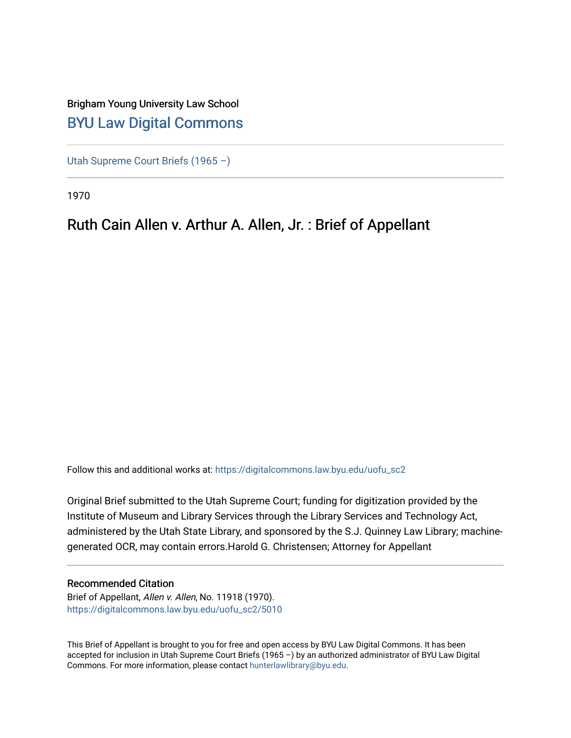Brigham Young University Law School

# BYU Law Digital Commons

Utah Supreme Court Briefs (1965 –)

1970

## Ruth Cain Allen v. Arthur A. Allen, Jr. : Brief of Appellant

Follow this and additional works at: https://digitalcommons.law.byu.edu/uofu_sc2

Original Brief submitted to the Utah Supreme Court; funding for digitization provided by the Institute of Museum and Library Services through the Library Services and Technology Act, administered by the Utah State Library, and sponsored by the S.J. Quinney Law Library; machine-generated OCR, may contain errors.Harold G. Christensen; Attorney for Appellant

### Recommended Citation

Brief of Appellant, *Allen v. Allen*, No. 11918 (1970).
https://digitalcommons.law.byu.edu/uofu_sc2/5010

This Brief of Appellant is brought to you for free and open access by BYU Law Digital Commons. It has been accepted for inclusion in Utah Supreme Court Briefs (1965 –) by an authorized administrator of BYU Law Digital Commons. For more information, please contact hunterlawlibrary@byu.edu.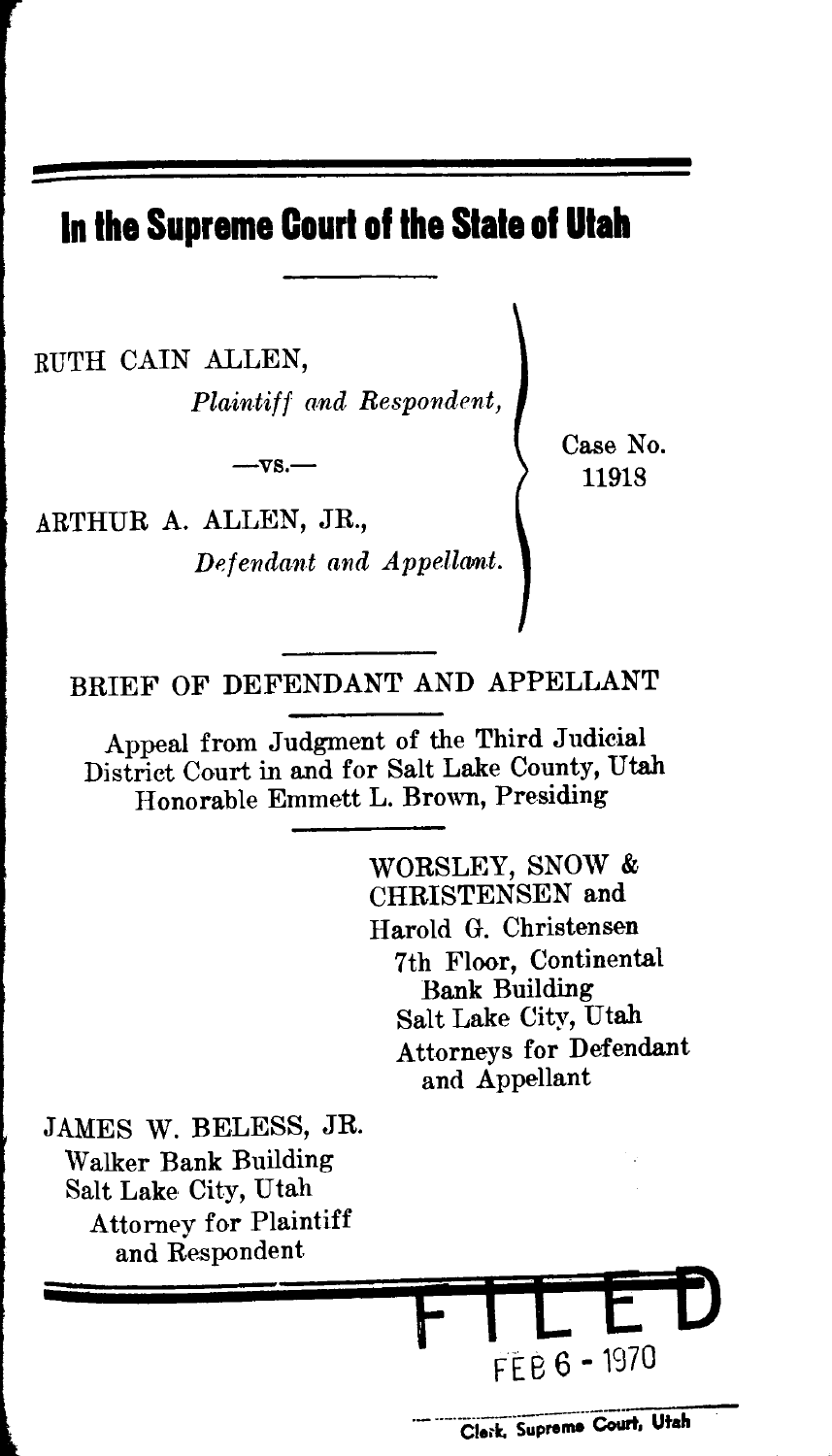# In the Supreme Court of the State of Utah

RUTH CAIN ALLEN,
*Plaintiff and Respondent,*

—vs.—

ARTHUR A. ALLEN, JR.,
*Defendant and Appellant.*

Case No. 11918

## BRIEF OF DEFENDANT AND APPELLANT

Appeal from Judgment of the Third Judicial District Court in and for Salt Lake County, Utah
Honorable Emmett L. Brown, Presiding

WORSLEY, SNOW & CHRISTENSEN and
Harold G. Christensen
7th Floor, Continental Bank Building
Salt Lake City, Utah
Attorneys for Defendant and Appellant

JAMES W. BELESS, JR.
Walker Bank Building
Salt Lake City, Utah
Attorney for Plaintiff and Respondent

FILED
FEB 6 - 1970
Clerk, Supreme Court, Utah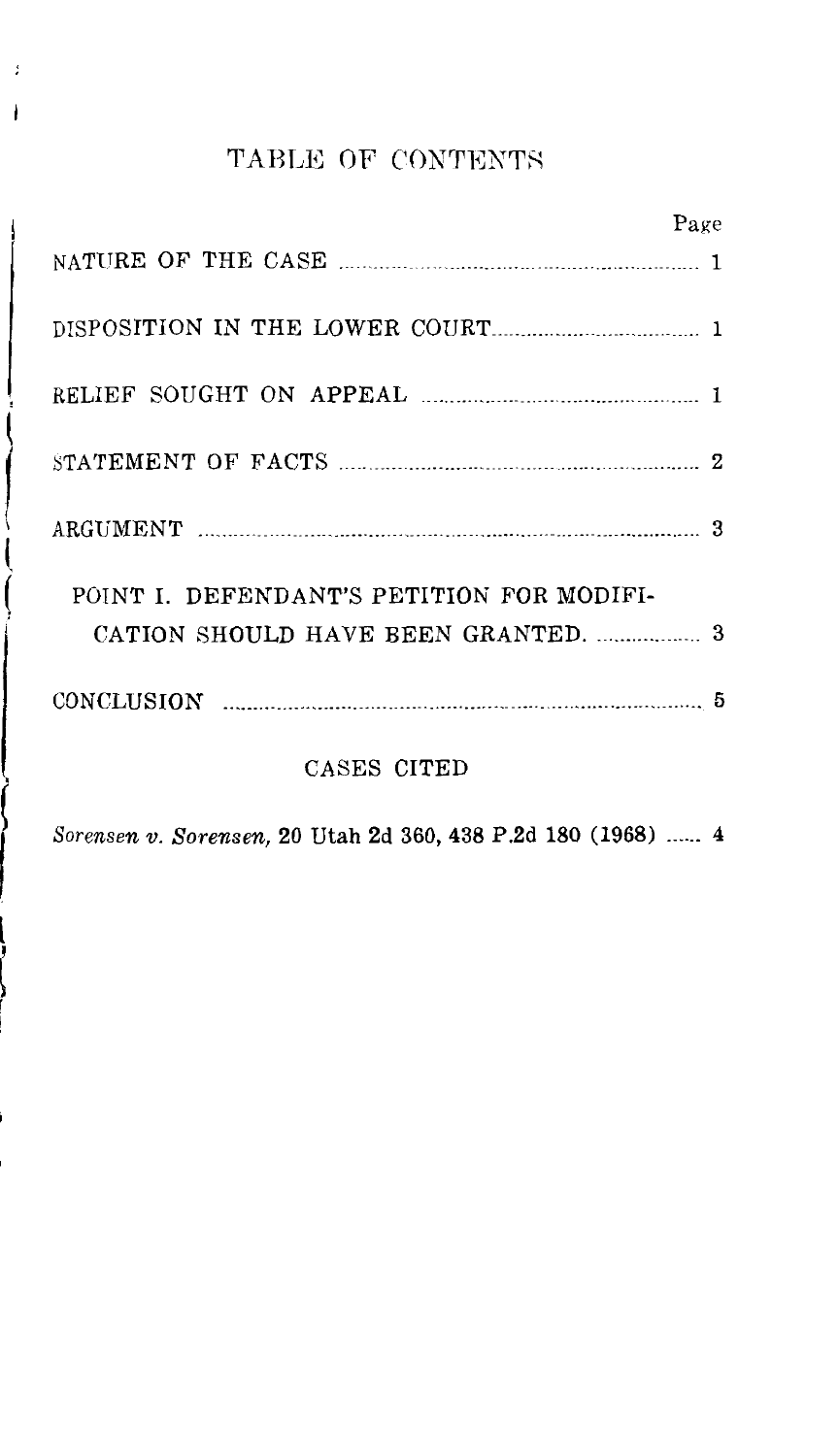# TABLE OF CONTENTS

| | Page |
|---|---|
| NATURE OF THE CASE | 1 |
| DISPOSITION IN THE LOWER COURT | 1 |
| RELIEF SOUGHT ON APPEAL | 1 |
| STATEMENT OF FACTS | 2 |
| ARGUMENT | 3 |
| POINT I. DEFENDANT'S PETITION FOR MODIFICATION SHOULD HAVE BEEN GRANTED. | 3 |
| CONCLUSION | 5 |

## CASES CITED

*Sorensen v. Sorensen,* 20 Utah 2d 360, 438 P.2d 180 (1968) ...... 4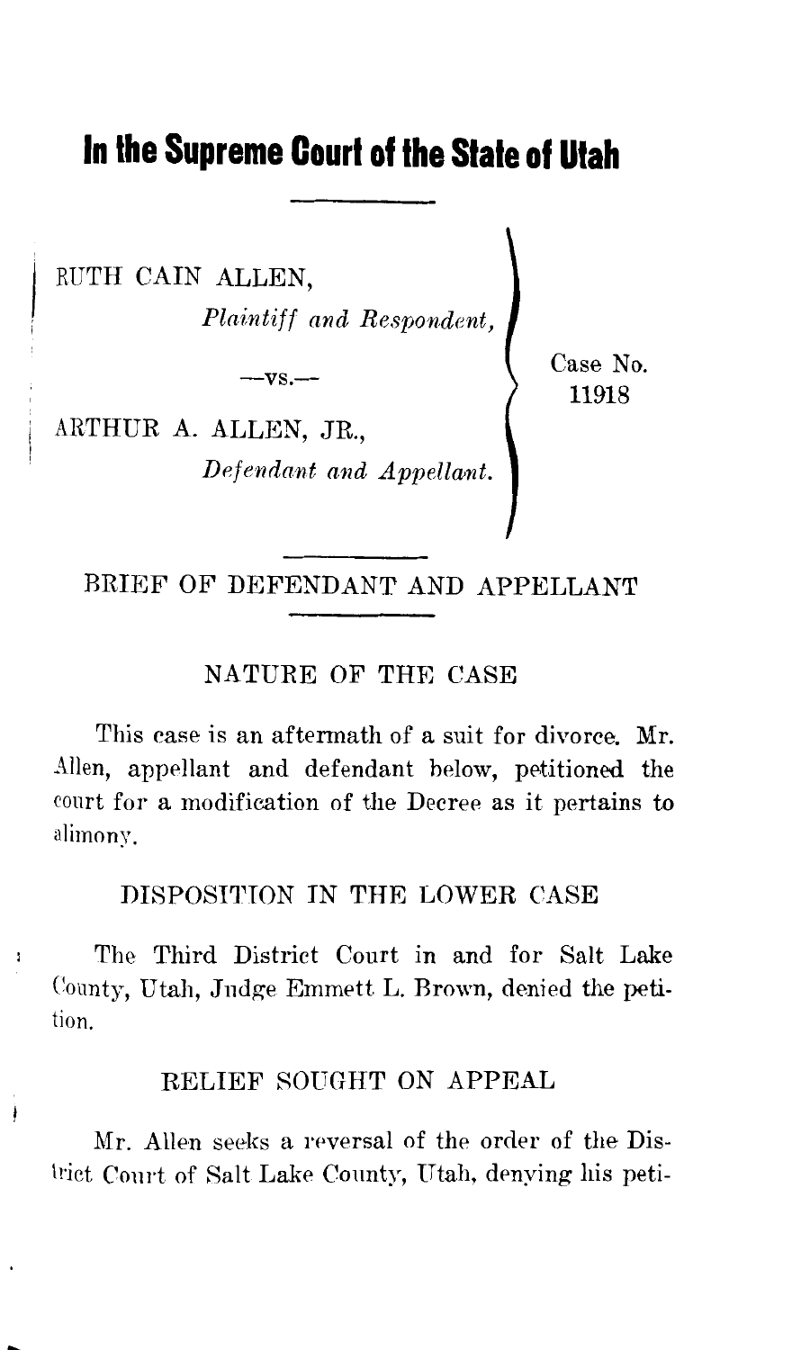# In the Supreme Court of the State of Utah

RUTH CAIN ALLEN,

*Plaintiff and Respondent,*

—vs.—

ARTHUR A. ALLEN, JR.,

*Defendant and Appellant.*

Case No. 11918

BRIEF OF DEFENDANT AND APPELLANT

## NATURE OF THE CASE

This case is an aftermath of a suit for divorce. Mr. Allen, appellant and defendant below, petitioned the court for a modification of the Decree as it pertains to alimony.

## DISPOSITION IN THE LOWER CASE

The Third District Court in and for Salt Lake County, Utah, Judge Emmett L. Brown, denied the petition.

## RELIEF SOUGHT ON APPEAL

Mr. Allen seeks a reversal of the order of the District Court of Salt Lake County, Utah, denying his peti-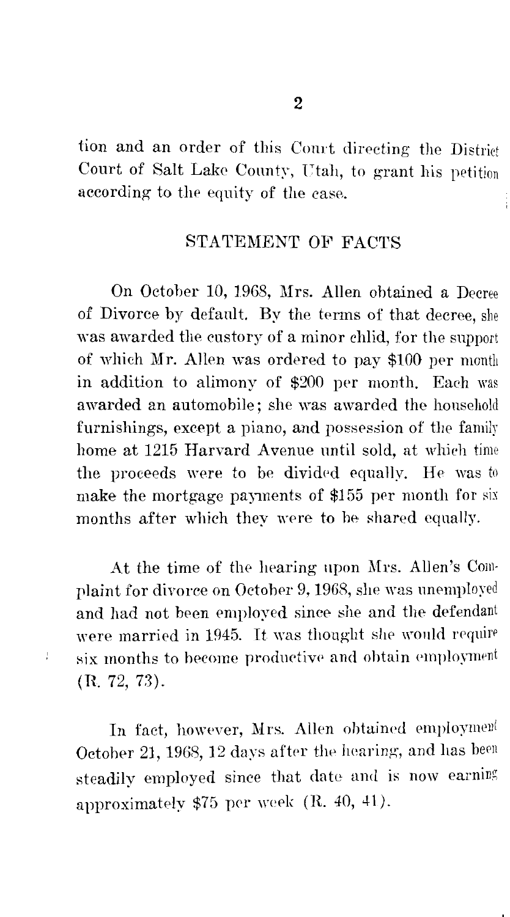tion and an order of this Court directing the District Court of Salt Lake County, Utah, to grant his petition according to the equity of the case.

## STATEMENT OF FACTS

On October 10, 1968, Mrs. Allen obtained a Decree of Divorce by default. By the terms of that decree, she was awarded the custory of a minor chlid, for the support of which Mr. Allen was ordered to pay $100 per month in addition to alimony of $200 per month. Each was awarded an automobile; she was awarded the household furnishings, except a piano, and possession of the family home at 1215 Harvard Avenue until sold, at which time the proceeds were to be divided equally. He was to make the mortgage payments of $155 per month for six months after which they were to be shared equally.

At the time of the hearing upon Mrs. Allen's Complaint for divorce on October 9, 1968, she was unemployed and had not been employed since she and the defendant were married in 1945. It was thought she would require six months to become productive and obtain employment (R. 72, 73).

In fact, however, Mrs. Allen obtained employment October 21, 1968, 12 days after the hearing, and has been steadily employed since that date and is now earning approximately $75 per week (R. 40, 41).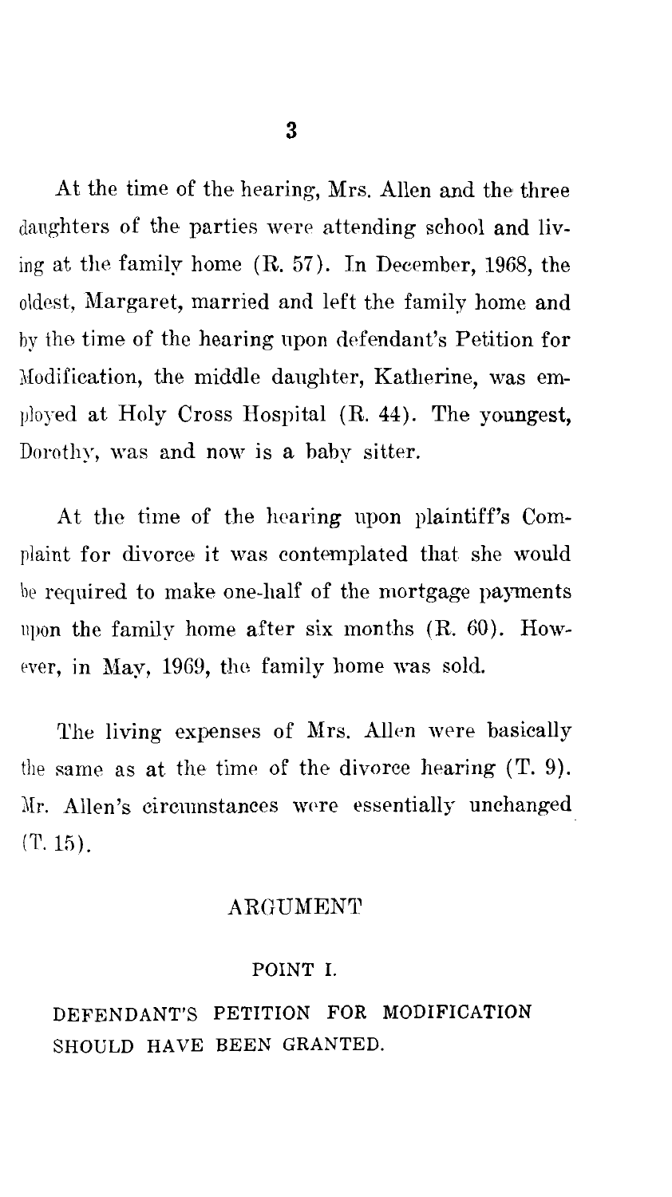At the time of the hearing, Mrs. Allen and the three daughters of the parties were attending school and living at the family home (R. 57). In December, 1968, the oldest, Margaret, married and left the family home and by the time of the hearing upon defendant's Petition for Modification, the middle daughter, Katherine, was employed at Holy Cross Hospital (R. 44). The youngest, Dorothy, was and now is a baby sitter.

At the time of the hearing upon plaintiff's Complaint for divorce it was contemplated that she would be required to make one-half of the mortgage payments upon the family home after six months (R. 60). However, in May, 1969, the family home was sold.

The living expenses of Mrs. Allen were basically the same as at the time of the divorce hearing (T. 9). Mr. Allen's circumstances were essentially unchanged (T. 15).

## ARGUMENT

### POINT I.

### DEFENDANT'S PETITION FOR MODIFICATION SHOULD HAVE BEEN GRANTED.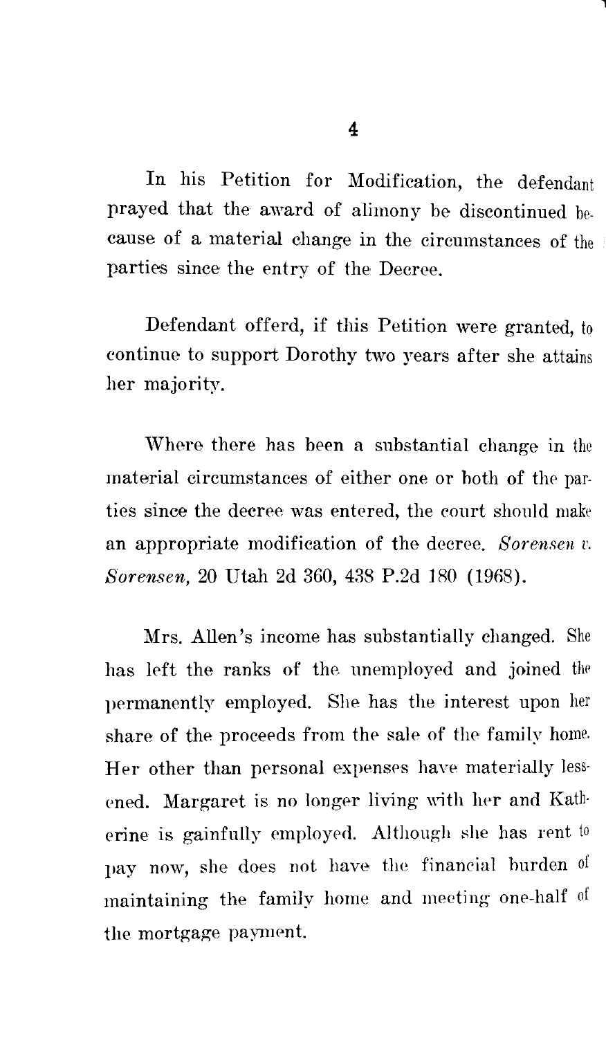In his Petition for Modification, the defendant prayed that the award of alimony be discontinued because of a material change in the circumstances of the parties since the entry of the Decree.

Defendant offerd, if this Petition were granted, to continue to support Dorothy two years after she attains her majority.

Where there has been a substantial change in the material circumstances of either one or both of the parties since the decree was entered, the court should make an appropriate modification of the decree. *Sorensen v. Sorensen*, 20 Utah 2d 360, 438 P.2d 180 (1968).

Mrs. Allen's income has substantially changed. She has left the ranks of the unemployed and joined the permanently employed. She has the interest upon her share of the proceeds from the sale of the family home. Her other than personal expenses have materially lessened. Margaret is no longer living with her and Katherine is gainfully employed. Although she has rent to pay now, she does not have the financial burden of maintaining the family home and meeting one-half of the mortgage payment.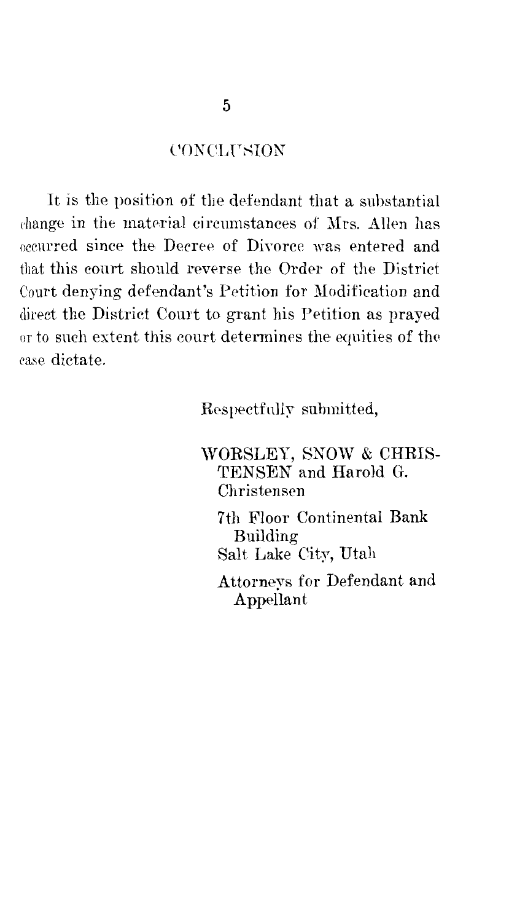## CONCLUSION

It is the position of the defendant that a substantial change in the material circumstances of Mrs. Allen has occurred since the Decree of Divorce was entered and that this court should reverse the Order of the District Court denying defendant's Petition for Modification and direct the District Court to grant his Petition as prayed or to such extent this court determines the equities of the case dictate.

Respectfully submitted,

WORSLEY, SNOW & CHRISTENSEN and Harold G. Christensen

7th Floor Continental Bank Building
Salt Lake City, Utah

Attorneys for Defendant and Appellant